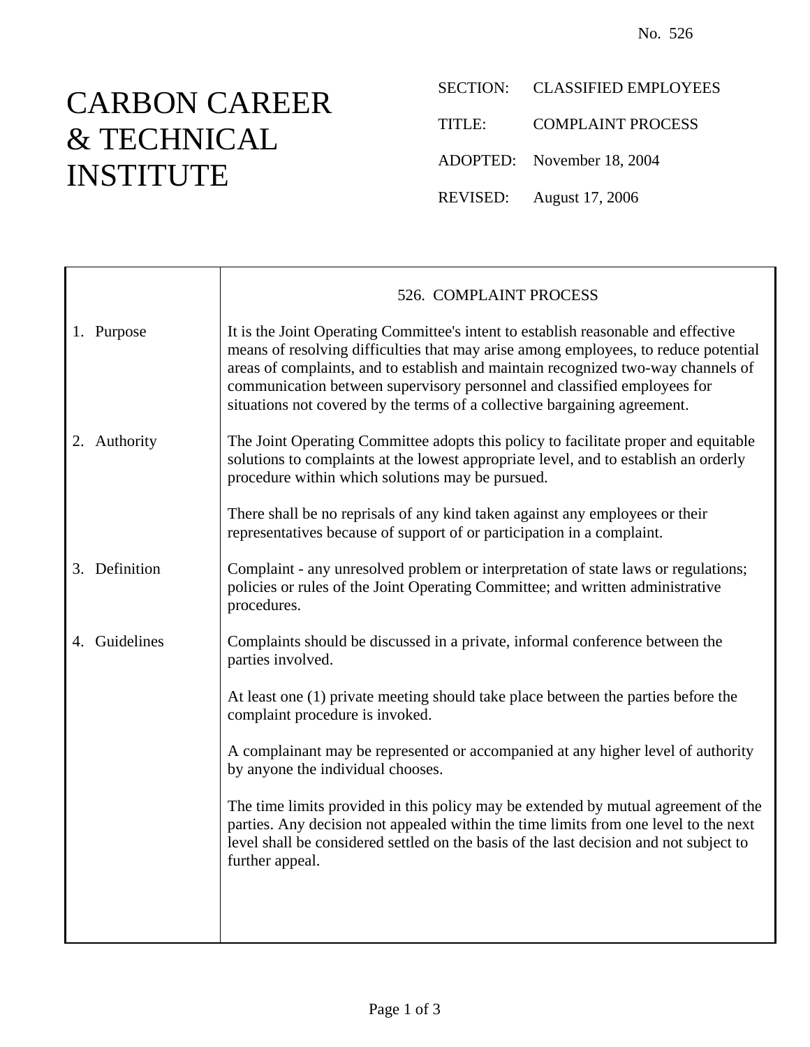No. 526

# CARBON CAREER & TECHNICAL INSTITUTE

SECTION: CLASSIFIED EMPLOYEES

TITLE: COMPLAINT PROCESS

ADOPTED: November 18, 2004

REVISED: August 17, 2006

## 526. COMPLAINT PROCESS

### 1. Purpose

It is the Joint Operating Committee's intent to establish reasonable and effective means of resolving difficulties that may arise among employees, to reduce potential areas of complaints, and to establish and maintain recognized two-way channels of communication between supervisory personnel and classified employees for situations not covered by the terms of a collective bargaining agreement.

### 2. Authority

The Joint Operating Committee adopts this policy to facilitate proper and equitable solutions to complaints at the lowest appropriate level, and to establish an orderly procedure within which solutions may be pursued.

There shall be no reprisals of any kind taken against any employees or their representatives because of support of or participation in a complaint.

### 3. Definition

Complaint - any unresolved problem or interpretation of state laws or regulations; policies or rules of the Joint Operating Committee; and written administrative procedures.

### 4. Guidelines

Complaints should be discussed in a private, informal conference between the parties involved.

At least one (1) private meeting should take place between the parties before the complaint procedure is invoked.

A complainant may be represented or accompanied at any higher level of authority by anyone the individual chooses.

The time limits provided in this policy may be extended by mutual agreement of the parties. Any decision not appealed within the time limits from one level to the next level shall be considered settled on the basis of the last decision and not subject to further appeal.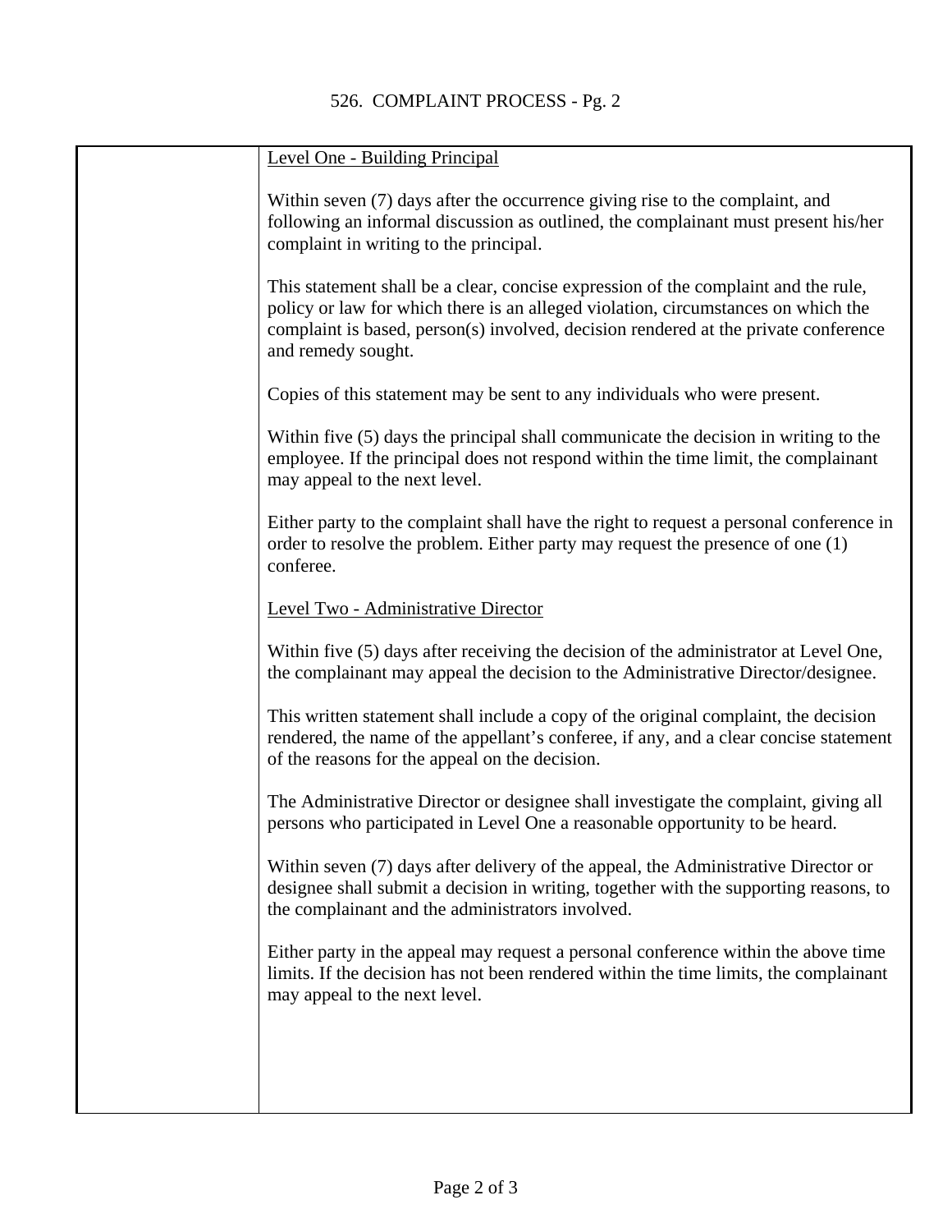Level One - Building Principal

Within seven (7) days after the occurrence giving rise to the complaint, and following an informal discussion as outlined, the complainant must present his/her complaint in writing to the principal.

This statement shall be a clear, concise expression of the complaint and the rule, policy or law for which there is an alleged violation, circumstances on which the complaint is based, person(s) involved, decision rendered at the private conference and remedy sought.

Copies of this statement may be sent to any individuals who were present.

Within five (5) days the principal shall communicate the decision in writing to the employee. If the principal does not respond within the time limit, the complainant may appeal to the next level.

Either party to the complaint shall have the right to request a personal conference in order to resolve the problem. Either party may request the presence of one (1) conferee.

Level Two - Administrative Director

Within five (5) days after receiving the decision of the administrator at Level One, the complainant may appeal the decision to the Administrative Director/designee.

This written statement shall include a copy of the original complaint, the decision rendered, the name of the appellant's conferee, if any, and a clear concise statement of the reasons for the appeal on the decision.

The Administrative Director or designee shall investigate the complaint, giving all persons who participated in Level One a reasonable opportunity to be heard.

Within seven (7) days after delivery of the appeal, the Administrative Director or designee shall submit a decision in writing, together with the supporting reasons, to the complainant and the administrators involved.

Either party in the appeal may request a personal conference within the above time limits. If the decision has not been rendered within the time limits, the complainant may appeal to the next level.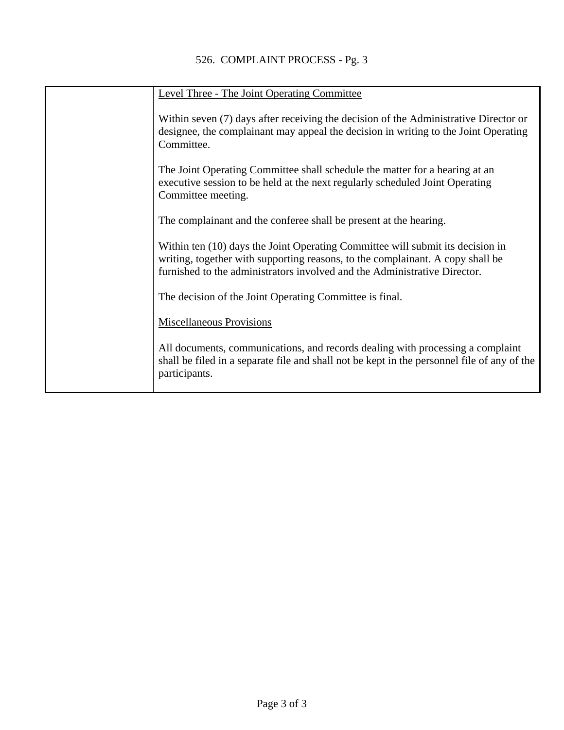Level Three - The Joint Operating Committee

Within seven (7) days after receiving the decision of the Administrative Director or designee, the complainant may appeal the decision in writing to the Joint Operating Committee.

The Joint Operating Committee shall schedule the matter for a hearing at an executive session to be held at the next regularly scheduled Joint Operating Committee meeting.

The complainant and the conferee shall be present at the hearing.

Within ten (10) days the Joint Operating Committee will submit its decision in writing, together with supporting reasons, to the complainant. A copy shall be furnished to the administrators involved and the Administrative Director.

The decision of the Joint Operating Committee is final.

Miscellaneous Provisions

All documents, communications, and records dealing with processing a complaint shall be filed in a separate file and shall not be kept in the personnel file of any of the participants.